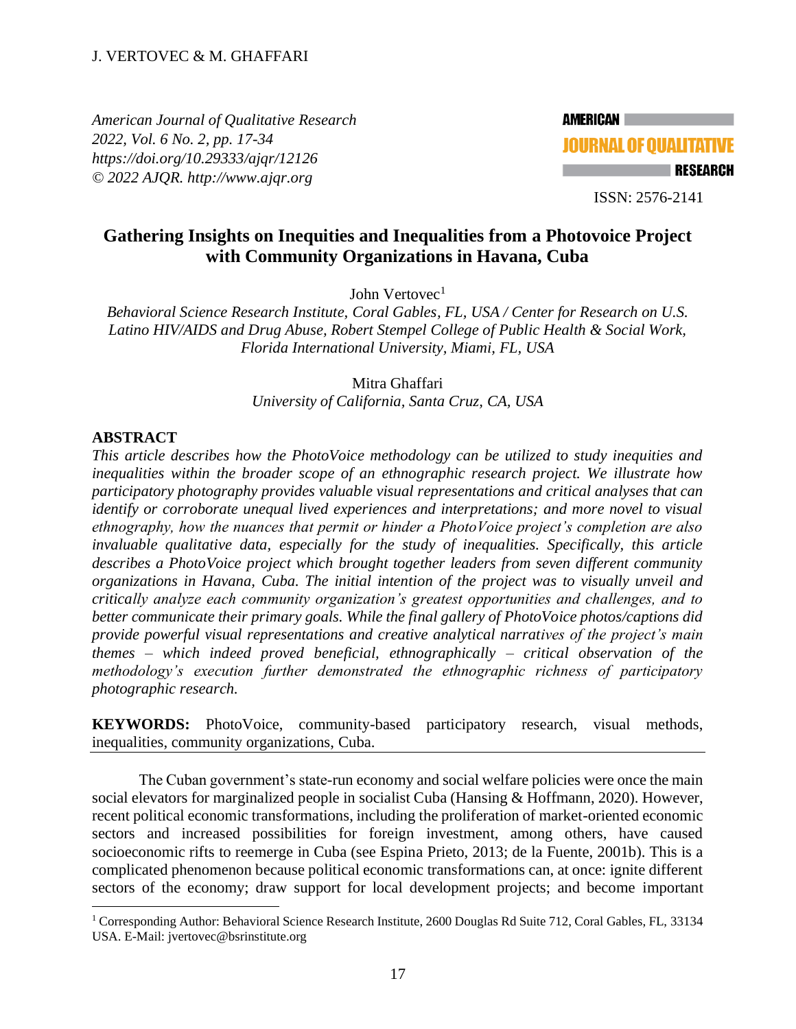*American Journal of Qualitative Research*
*2022, Vol. 6 No. 2, pp. 17-34*
*https://doi.org/10.29333/ajqr/12126*
*© 2022 AJQR. http://www.ajqr.org*

ISSN: 2576-2141

# Gathering Insights on Inequities and Inequalities from a Photovoice Project with Community Organizations in Havana, Cuba

John Vertovec[1]

*Behavioral Science Research Institute, Coral Gables, FL, USA / Center for Research on U.S. Latino HIV/AIDS and Drug Abuse, Robert Stempel College of Public Health & Social Work, Florida International University, Miami, FL, USA*

Mitra Ghaffari

*University of California, Santa Cruz, CA, USA*

## ABSTRACT

*This article describes how the PhotoVoice methodology can be utilized to study inequities and inequalities within the broader scope of an ethnographic research project. We illustrate how participatory photography provides valuable visual representations and critical analyses that can identify or corroborate unequal lived experiences and interpretations; and more novel to visual ethnography, how the nuances that permit or hinder a PhotoVoice project's completion are also invaluable qualitative data, especially for the study of inequalities. Specifically, this article describes a PhotoVoice project which brought together leaders from seven different community organizations in Havana, Cuba. The initial intention of the project was to visually unveil and critically analyze each community organization's greatest opportunities and challenges, and to better communicate their primary goals. While the final gallery of PhotoVoice photos/captions did provide powerful visual representations and creative analytical narratives of the project's main themes – which indeed proved beneficial, ethnographically – critical observation of the methodology's execution further demonstrated the ethnographic richness of participatory photographic research.*

**KEYWORDS:** PhotoVoice, community-based participatory research, visual methods, inequalities, community organizations, Cuba.

The Cuban government's state-run economy and social welfare policies were once the main social elevators for marginalized people in socialist Cuba (Hansing & Hoffmann, 2020). However, recent political economic transformations, including the proliferation of market-oriented economic sectors and increased possibilities for foreign investment, among others, have caused socioeconomic rifts to reemerge in Cuba (see Espina Prieto, 2013; de la Fuente, 2001b). This is a complicated phenomenon because political economic transformations can, at once: ignite different sectors of the economy; draw support for local development projects; and become important

[1] Corresponding Author: Behavioral Science Research Institute, 2600 Douglas Rd Suite 712, Coral Gables, FL, 33134 USA. E-Mail: jvertovec@bsrinstitute.org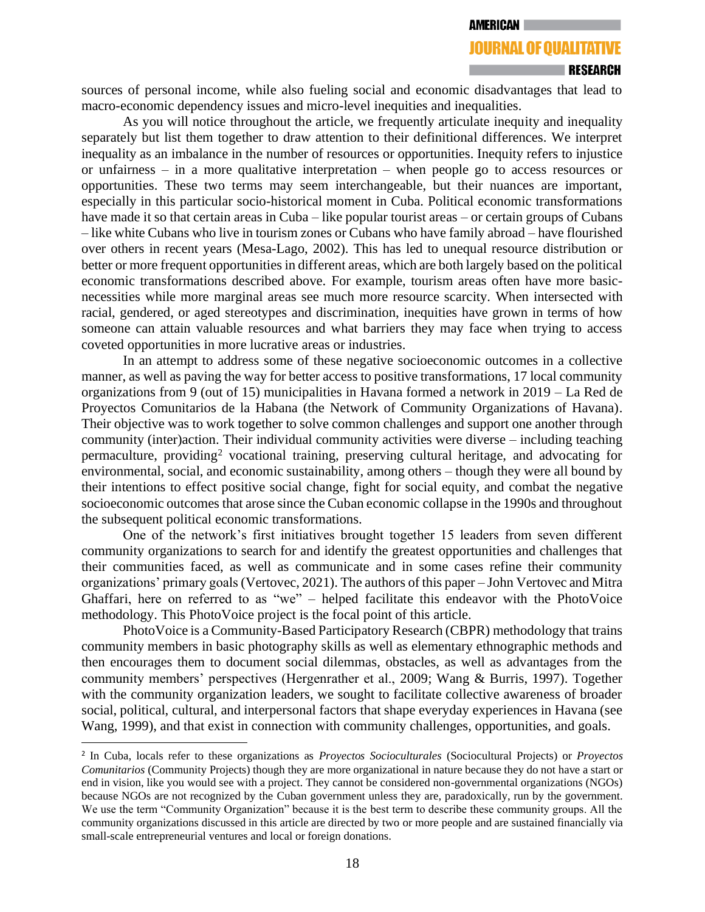sources of personal income, while also fueling social and economic disadvantages that lead to macro-economic dependency issues and micro-level inequities and inequalities.

As you will notice throughout the article, we frequently articulate inequity and inequality separately but list them together to draw attention to their definitional differences. We interpret inequality as an imbalance in the number of resources or opportunities. Inequity refers to injustice or unfairness – in a more qualitative interpretation – when people go to access resources or opportunities. These two terms may seem interchangeable, but their nuances are important, especially in this particular socio-historical moment in Cuba. Political economic transformations have made it so that certain areas in Cuba – like popular tourist areas – or certain groups of Cubans – like white Cubans who live in tourism zones or Cubans who have family abroad – have flourished over others in recent years (Mesa-Lago, 2002). This has led to unequal resource distribution or better or more frequent opportunities in different areas, which are both largely based on the political economic transformations described above. For example, tourism areas often have more basic-necessities while more marginal areas see much more resource scarcity. When intersected with racial, gendered, or aged stereotypes and discrimination, inequities have grown in terms of how someone can attain valuable resources and what barriers they may face when trying to access coveted opportunities in more lucrative areas or industries.

In an attempt to address some of these negative socioeconomic outcomes in a collective manner, as well as paving the way for better access to positive transformations, 17 local community organizations from 9 (out of 15) municipalities in Havana formed a network in 2019 – La Red de Proyectos Comunitarios de la Habana (the Network of Community Organizations of Havana). Their objective was to work together to solve common challenges and support one another through community (inter)action. Their individual community activities were diverse – including teaching permaculture, providing[2] vocational training, preserving cultural heritage, and advocating for environmental, social, and economic sustainability, among others – though they were all bound by their intentions to effect positive social change, fight for social equity, and combat the negative socioeconomic outcomes that arose since the Cuban economic collapse in the 1990s and throughout the subsequent political economic transformations.

One of the network's first initiatives brought together 15 leaders from seven different community organizations to search for and identify the greatest opportunities and challenges that their communities faced, as well as communicate and in some cases refine their community organizations' primary goals (Vertovec, 2021). The authors of this paper – John Vertovec and Mitra Ghaffari, here on referred to as "we" – helped facilitate this endeavor with the PhotoVoice methodology. This PhotoVoice project is the focal point of this article.

PhotoVoice is a Community-Based Participatory Research (CBPR) methodology that trains community members in basic photography skills as well as elementary ethnographic methods and then encourages them to document social dilemmas, obstacles, as well as advantages from the community members' perspectives (Hergenrather et al., 2009; Wang & Burris, 1997). Together with the community organization leaders, we sought to facilitate collective awareness of broader social, political, cultural, and interpersonal factors that shape everyday experiences in Havana (see Wang, 1999), and that exist in connection with community challenges, opportunities, and goals.

---

[2] In Cuba, locals refer to these organizations as *Proyectos Socioculturales* (Sociocultural Projects) or *Proyectos Comunitarios* (Community Projects) though they are more organizational in nature because they do not have a start or end in vision, like you would see with a project. They cannot be considered non-governmental organizations (NGOs) because NGOs are not recognized by the Cuban government unless they are, paradoxically, run by the government. We use the term "Community Organization" because it is the best term to describe these community groups. All the community organizations discussed in this article are directed by two or more people and are sustained financially via small-scale entrepreneurial ventures and local or foreign donations.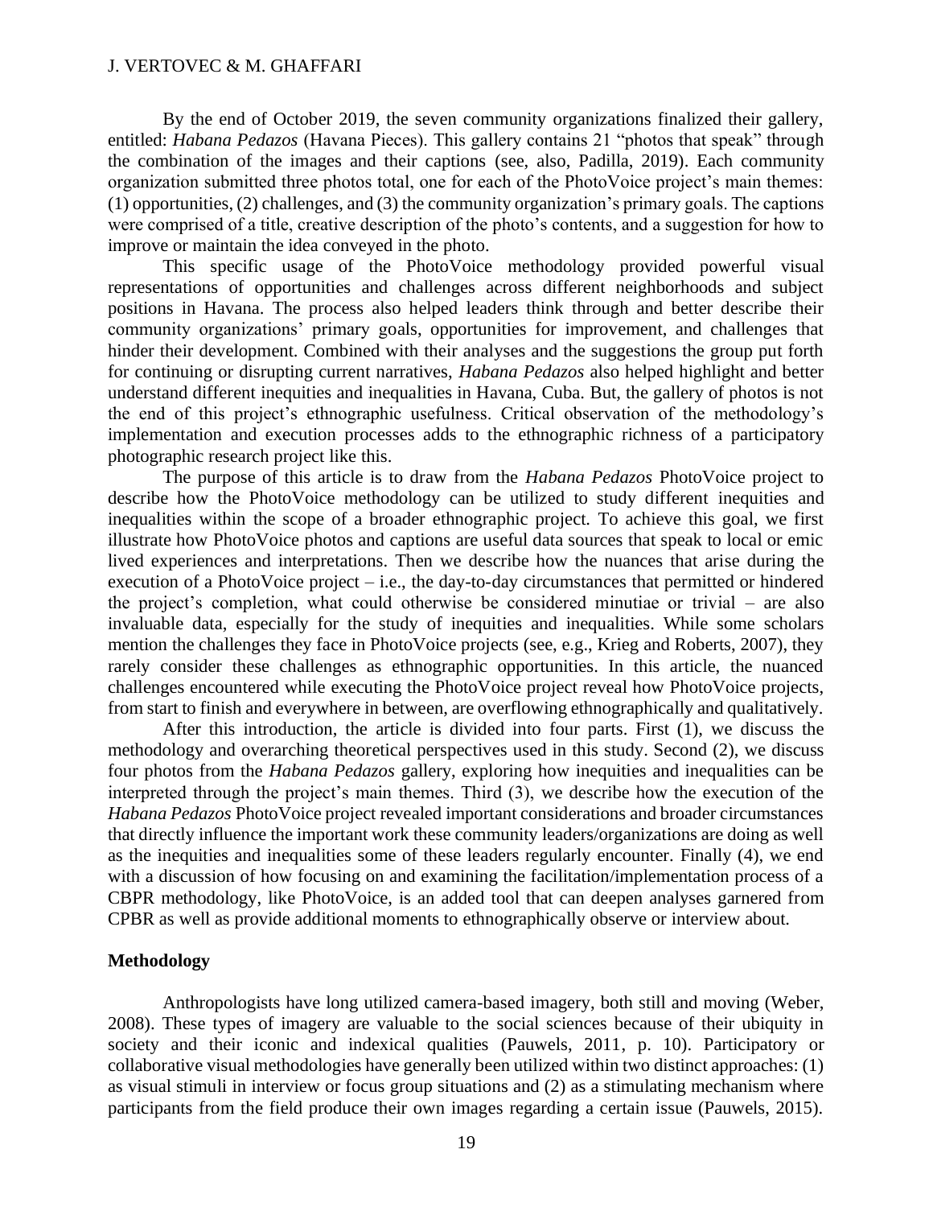By the end of October 2019, the seven community organizations finalized their gallery, entitled: *Habana Pedazos* (Havana Pieces). This gallery contains 21 "photos that speak" through the combination of the images and their captions (see, also, Padilla, 2019). Each community organization submitted three photos total, one for each of the PhotoVoice project's main themes: (1) opportunities, (2) challenges, and (3) the community organization's primary goals. The captions were comprised of a title, creative description of the photo's contents, and a suggestion for how to improve or maintain the idea conveyed in the photo.

This specific usage of the PhotoVoice methodology provided powerful visual representations of opportunities and challenges across different neighborhoods and subject positions in Havana. The process also helped leaders think through and better describe their community organizations' primary goals, opportunities for improvement, and challenges that hinder their development. Combined with their analyses and the suggestions the group put forth for continuing or disrupting current narratives, *Habana Pedazos* also helped highlight and better understand different inequities and inequalities in Havana, Cuba. But, the gallery of photos is not the end of this project's ethnographic usefulness. Critical observation of the methodology's implementation and execution processes adds to the ethnographic richness of a participatory photographic research project like this.

The purpose of this article is to draw from the *Habana Pedazos* PhotoVoice project to describe how the PhotoVoice methodology can be utilized to study different inequities and inequalities within the scope of a broader ethnographic project. To achieve this goal, we first illustrate how PhotoVoice photos and captions are useful data sources that speak to local or emic lived experiences and interpretations. Then we describe how the nuances that arise during the execution of a PhotoVoice project – i.e., the day-to-day circumstances that permitted or hindered the project's completion, what could otherwise be considered minutiae or trivial – are also invaluable data, especially for the study of inequities and inequalities. While some scholars mention the challenges they face in PhotoVoice projects (see, e.g., Krieg and Roberts, 2007), they rarely consider these challenges as ethnographic opportunities. In this article, the nuanced challenges encountered while executing the PhotoVoice project reveal how PhotoVoice projects, from start to finish and everywhere in between, are overflowing ethnographically and qualitatively.

After this introduction, the article is divided into four parts. First (1), we discuss the methodology and overarching theoretical perspectives used in this study. Second (2), we discuss four photos from the *Habana Pedazos* gallery, exploring how inequities and inequalities can be interpreted through the project's main themes. Third (3), we describe how the execution of the *Habana Pedazos* PhotoVoice project revealed important considerations and broader circumstances that directly influence the important work these community leaders/organizations are doing as well as the inequities and inequalities some of these leaders regularly encounter. Finally (4), we end with a discussion of how focusing on and examining the facilitation/implementation process of a CBPR methodology, like PhotoVoice, is an added tool that can deepen analyses garnered from CPBR as well as provide additional moments to ethnographically observe or interview about.

## Methodology

Anthropologists have long utilized camera-based imagery, both still and moving (Weber, 2008). These types of imagery are valuable to the social sciences because of their ubiquity in society and their iconic and indexical qualities (Pauwels, 2011, p. 10). Participatory or collaborative visual methodologies have generally been utilized within two distinct approaches: (1) as visual stimuli in interview or focus group situations and (2) as a stimulating mechanism where participants from the field produce their own images regarding a certain issue (Pauwels, 2015).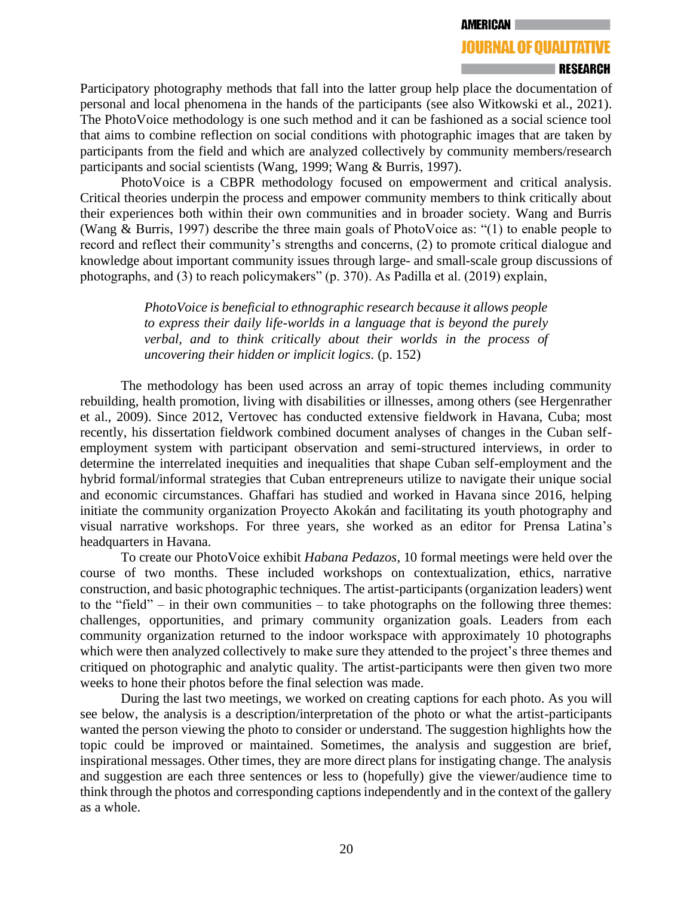Participatory photography methods that fall into the latter group help place the documentation of personal and local phenomena in the hands of the participants (see also Witkowski et al., 2021). The PhotoVoice methodology is one such method and it can be fashioned as a social science tool that aims to combine reflection on social conditions with photographic images that are taken by participants from the field and which are analyzed collectively by community members/research participants and social scientists (Wang, 1999; Wang & Burris, 1997).

PhotoVoice is a CBPR methodology focused on empowerment and critical analysis. Critical theories underpin the process and empower community members to think critically about their experiences both within their own communities and in broader society. Wang and Burris (Wang & Burris, 1997) describe the three main goals of PhotoVoice as: "(1) to enable people to record and reflect their community's strengths and concerns, (2) to promote critical dialogue and knowledge about important community issues through large- and small-scale group discussions of photographs, and (3) to reach policymakers" (p. 370). As Padilla et al. (2019) explain,

> *PhotoVoice is beneficial to ethnographic research because it allows people to express their daily life-worlds in a language that is beyond the purely verbal, and to think critically about their worlds in the process of uncovering their hidden or implicit logics.* (p. 152)

The methodology has been used across an array of topic themes including community rebuilding, health promotion, living with disabilities or illnesses, among others (see Hergenrather et al., 2009). Since 2012, Vertovec has conducted extensive fieldwork in Havana, Cuba; most recently, his dissertation fieldwork combined document analyses of changes in the Cuban self-employment system with participant observation and semi-structured interviews, in order to determine the interrelated inequities and inequalities that shape Cuban self-employment and the hybrid formal/informal strategies that Cuban entrepreneurs utilize to navigate their unique social and economic circumstances. Ghaffari has studied and worked in Havana since 2016, helping initiate the community organization Proyecto Akokán and facilitating its youth photography and visual narrative workshops. For three years, she worked as an editor for Prensa Latina's headquarters in Havana.

To create our PhotoVoice exhibit *Habana Pedazos*, 10 formal meetings were held over the course of two months. These included workshops on contextualization, ethics, narrative construction, and basic photographic techniques. The artist-participants (organization leaders) went to the "field" – in their own communities – to take photographs on the following three themes: challenges, opportunities, and primary community organization goals. Leaders from each community organization returned to the indoor workspace with approximately 10 photographs which were then analyzed collectively to make sure they attended to the project's three themes and critiqued on photographic and analytic quality. The artist-participants were then given two more weeks to hone their photos before the final selection was made.

During the last two meetings, we worked on creating captions for each photo. As you will see below, the analysis is a description/interpretation of the photo or what the artist-participants wanted the person viewing the photo to consider or understand. The suggestion highlights how the topic could be improved or maintained. Sometimes, the analysis and suggestion are brief, inspirational messages. Other times, they are more direct plans for instigating change. The analysis and suggestion are each three sentences or less to (hopefully) give the viewer/audience time to think through the photos and corresponding captions independently and in the context of the gallery as a whole.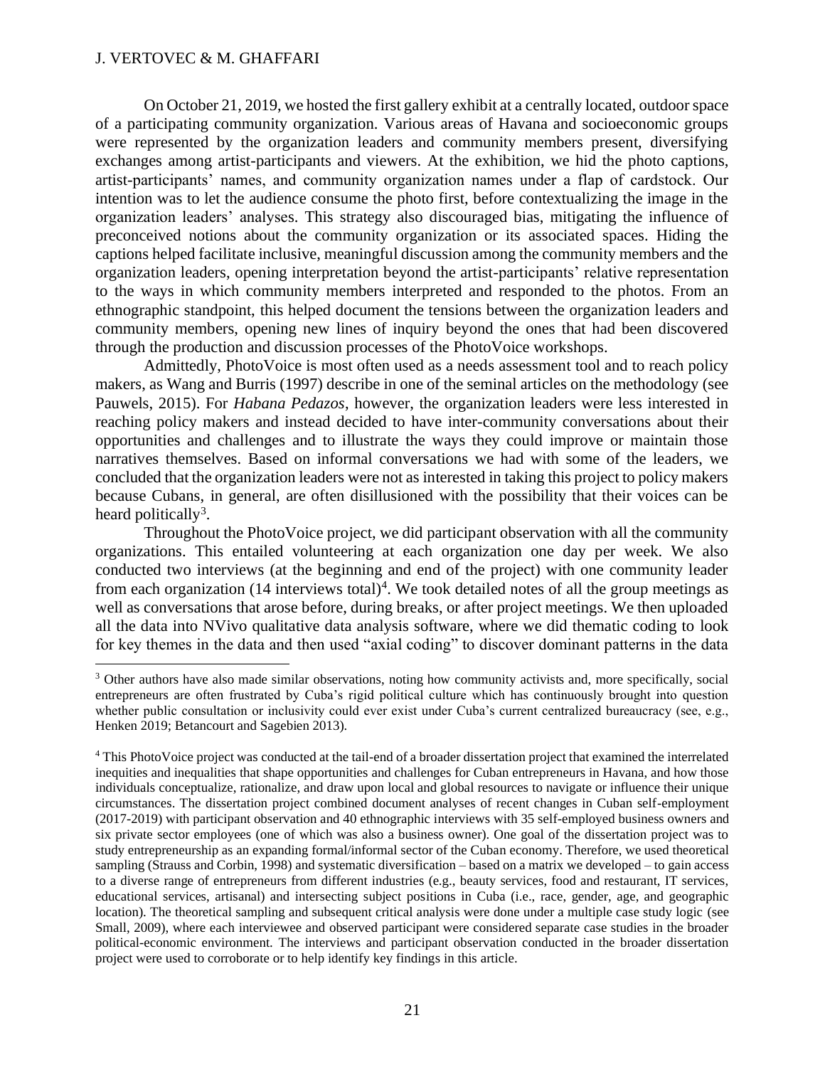On October 21, 2019, we hosted the first gallery exhibit at a centrally located, outdoor space of a participating community organization. Various areas of Havana and socioeconomic groups were represented by the organization leaders and community members present, diversifying exchanges among artist-participants and viewers. At the exhibition, we hid the photo captions, artist-participants' names, and community organization names under a flap of cardstock. Our intention was to let the audience consume the photo first, before contextualizing the image in the organization leaders' analyses. This strategy also discouraged bias, mitigating the influence of preconceived notions about the community organization or its associated spaces. Hiding the captions helped facilitate inclusive, meaningful discussion among the community members and the organization leaders, opening interpretation beyond the artist-participants' relative representation to the ways in which community members interpreted and responded to the photos. From an ethnographic standpoint, this helped document the tensions between the organization leaders and community members, opening new lines of inquiry beyond the ones that had been discovered through the production and discussion processes of the PhotoVoice workshops.

Admittedly, PhotoVoice is most often used as a needs assessment tool and to reach policy makers, as Wang and Burris (1997) describe in one of the seminal articles on the methodology (see Pauwels, 2015). For *Habana Pedazos*, however, the organization leaders were less interested in reaching policy makers and instead decided to have inter-community conversations about their opportunities and challenges and to illustrate the ways they could improve or maintain those narratives themselves. Based on informal conversations we had with some of the leaders, we concluded that the organization leaders were not as interested in taking this project to policy makers because Cubans, in general, are often disillusioned with the possibility that their voices can be heard politically[3].

Throughout the PhotoVoice project, we did participant observation with all the community organizations. This entailed volunteering at each organization one day per week. We also conducted two interviews (at the beginning and end of the project) with one community leader from each organization (14 interviews total)[4]. We took detailed notes of all the group meetings as well as conversations that arose before, during breaks, or after project meetings. We then uploaded all the data into NVivo qualitative data analysis software, where we did thematic coding to look for key themes in the data and then used "axial coding" to discover dominant patterns in the data

---

[3] Other authors have also made similar observations, noting how community activists and, more specifically, social entrepreneurs are often frustrated by Cuba's rigid political culture which has continuously brought into question whether public consultation or inclusivity could ever exist under Cuba's current centralized bureaucracy (see, e.g., Henken 2019; Betancourt and Sagebien 2013).

[4] This PhotoVoice project was conducted at the tail-end of a broader dissertation project that examined the interrelated inequities and inequalities that shape opportunities and challenges for Cuban entrepreneurs in Havana, and how those individuals conceptualize, rationalize, and draw upon local and global resources to navigate or influence their unique circumstances. The dissertation project combined document analyses of recent changes in Cuban self-employment (2017-2019) with participant observation and 40 ethnographic interviews with 35 self-employed business owners and six private sector employees (one of which was also a business owner). One goal of the dissertation project was to study entrepreneurship as an expanding formal/informal sector of the Cuban economy. Therefore, we used theoretical sampling (Strauss and Corbin, 1998) and systematic diversification – based on a matrix we developed – to gain access to a diverse range of entrepreneurs from different industries (e.g., beauty services, food and restaurant, IT services, educational services, artisanal) and intersecting subject positions in Cuba (i.e., race, gender, age, and geographic location). The theoretical sampling and subsequent critical analysis were done under a multiple case study logic (see Small, 2009), where each interviewee and observed participant were considered separate case studies in the broader political-economic environment. The interviews and participant observation conducted in the broader dissertation project were used to corroborate or to help identify key findings in this article.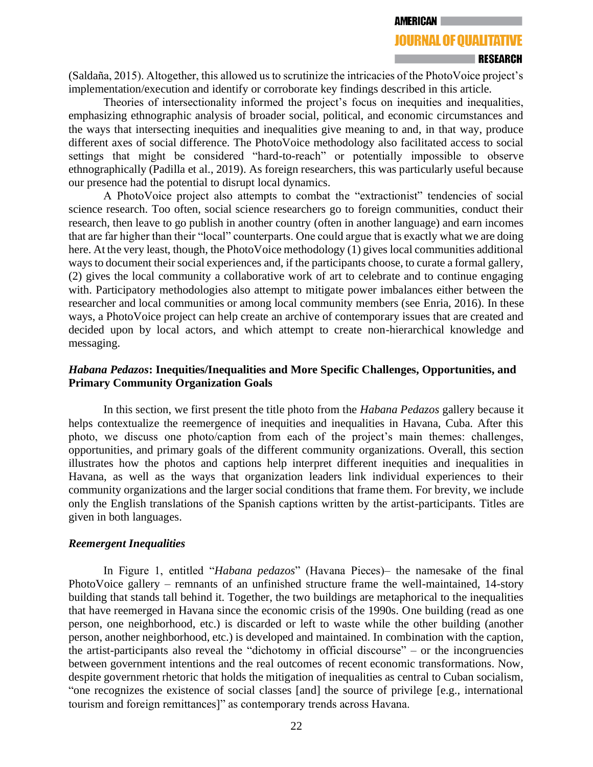(Saldaña, 2015). Altogether, this allowed us to scrutinize the intricacies of the PhotoVoice project's implementation/execution and identify or corroborate key findings described in this article.

Theories of intersectionality informed the project's focus on inequities and inequalities, emphasizing ethnographic analysis of broader social, political, and economic circumstances and the ways that intersecting inequities and inequalities give meaning to and, in that way, produce different axes of social difference. The PhotoVoice methodology also facilitated access to social settings that might be considered "hard-to-reach" or potentially impossible to observe ethnographically (Padilla et al., 2019). As foreign researchers, this was particularly useful because our presence had the potential to disrupt local dynamics.

A PhotoVoice project also attempts to combat the "extractionist" tendencies of social science research. Too often, social science researchers go to foreign communities, conduct their research, then leave to go publish in another country (often in another language) and earn incomes that are far higher than their "local" counterparts. One could argue that is exactly what we are doing here. At the very least, though, the PhotoVoice methodology (1) gives local communities additional ways to document their social experiences and, if the participants choose, to curate a formal gallery, (2) gives the local community a collaborative work of art to celebrate and to continue engaging with. Participatory methodologies also attempt to mitigate power imbalances either between the researcher and local communities or among local community members (see Enria, 2016). In these ways, a PhotoVoice project can help create an archive of contemporary issues that are created and decided upon by local actors, and which attempt to create non-hierarchical knowledge and messaging.

### *Habana Pedazos*: Inequities/Inequalities and More Specific Challenges, Opportunities, and Primary Community Organization Goals

In this section, we first present the title photo from the *Habana Pedazos* gallery because it helps contextualize the reemergence of inequities and inequalities in Havana, Cuba. After this photo, we discuss one photo/caption from each of the project's main themes: challenges, opportunities, and primary goals of the different community organizations. Overall, this section illustrates how the photos and captions help interpret different inequities and inequalities in Havana, as well as the ways that organization leaders link individual experiences to their community organizations and the larger social conditions that frame them. For brevity, we include only the English translations of the Spanish captions written by the artist-participants. Titles are given in both languages.

### *Reemergent Inequalities*

In Figure 1, entitled "*Habana pedazos*" (Havana Pieces)– the namesake of the final PhotoVoice gallery – remnants of an unfinished structure frame the well-maintained, 14-story building that stands tall behind it. Together, the two buildings are metaphorical to the inequalities that have reemerged in Havana since the economic crisis of the 1990s. One building (read as one person, one neighborhood, etc.) is discarded or left to waste while the other building (another person, another neighborhood, etc.) is developed and maintained. In combination with the caption, the artist-participants also reveal the "dichotomy in official discourse" – or the incongruencies between government intentions and the real outcomes of recent economic transformations. Now, despite government rhetoric that holds the mitigation of inequalities as central to Cuban socialism, "one recognizes the existence of social classes [and] the source of privilege [e.g., international tourism and foreign remittances]" as contemporary trends across Havana.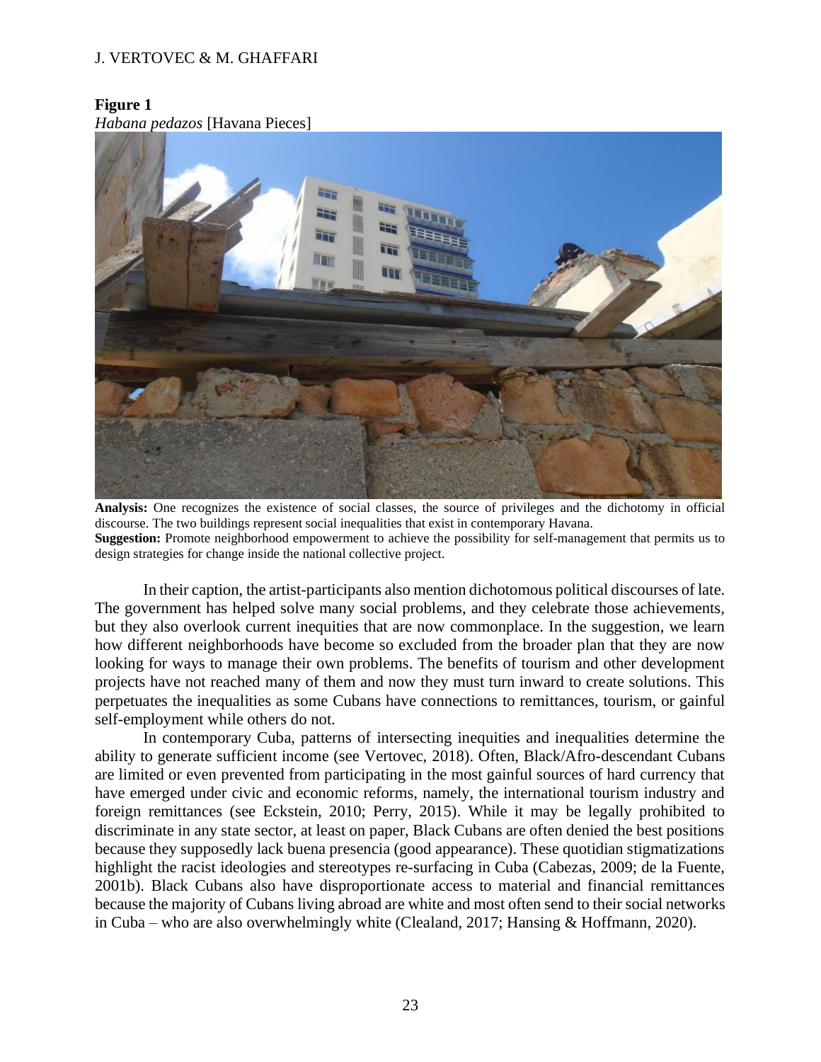**Figure 1**

*Habana pedazos* [Havana Pieces]

**Analysis:** One recognizes the existence of social classes, the source of privileges and the dichotomy in official discourse. The two buildings represent social inequalities that exist in contemporary Havana.

**Suggestion:** Promote neighborhood empowerment to achieve the possibility for self-management that permits us to design strategies for change inside the national collective project.

In their caption, the artist-participants also mention dichotomous political discourses of late. The government has helped solve many social problems, and they celebrate those achievements, but they also overlook current inequities that are now commonplace. In the suggestion, we learn how different neighborhoods have become so excluded from the broader plan that they are now looking for ways to manage their own problems. The benefits of tourism and other development projects have not reached many of them and now they must turn inward to create solutions. This perpetuates the inequalities as some Cubans have connections to remittances, tourism, or gainful self-employment while others do not.

In contemporary Cuba, patterns of intersecting inequities and inequalities determine the ability to generate sufficient income (see Vertovec, 2018). Often, Black/Afro-descendant Cubans are limited or even prevented from participating in the most gainful sources of hard currency that have emerged under civic and economic reforms, namely, the international tourism industry and foreign remittances (see Eckstein, 2010; Perry, 2015). While it may be legally prohibited to discriminate in any state sector, at least on paper, Black Cubans are often denied the best positions because they supposedly lack buena presencia (good appearance). These quotidian stigmatizations highlight the racist ideologies and stereotypes re-surfacing in Cuba (Cabezas, 2009; de la Fuente, 2001b). Black Cubans also have disproportionate access to material and financial remittances because the majority of Cubans living abroad are white and most often send to their social networks in Cuba – who are also overwhelmingly white (Clealand, 2017; Hansing & Hoffmann, 2020).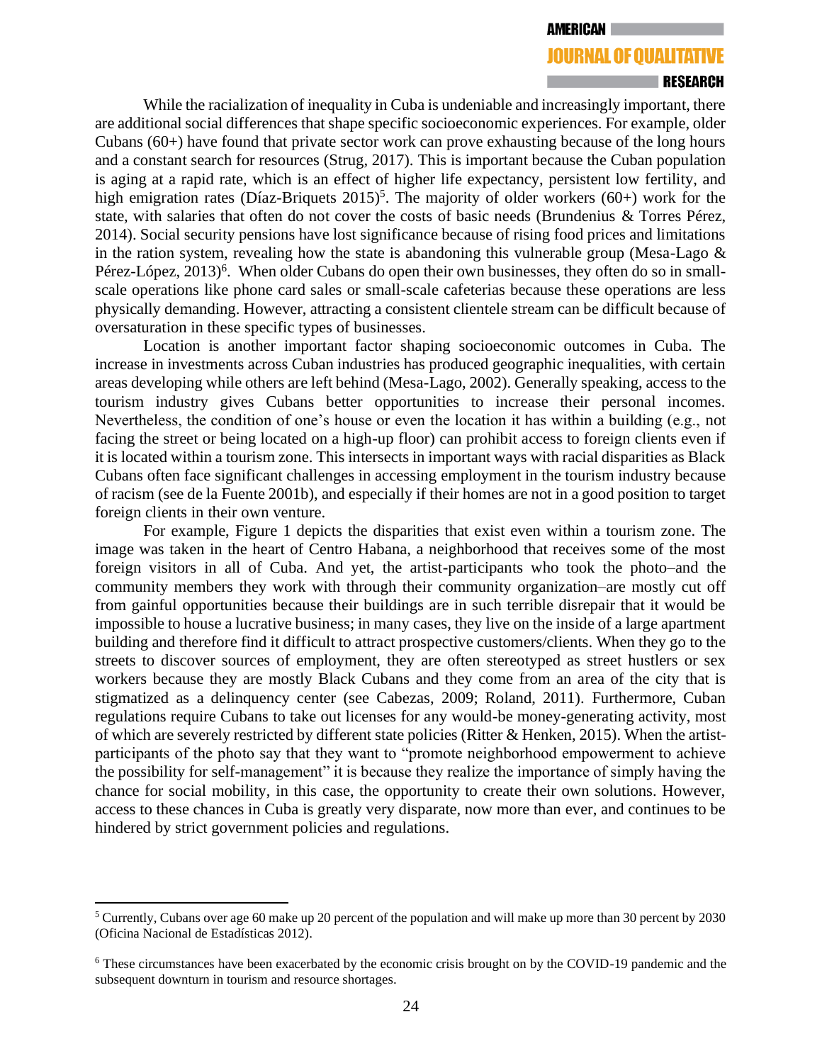While the racialization of inequality in Cuba is undeniable and increasingly important, there are additional social differences that shape specific socioeconomic experiences. For example, older Cubans (60+) have found that private sector work can prove exhausting because of the long hours and a constant search for resources (Strug, 2017). This is important because the Cuban population is aging at a rapid rate, which is an effect of higher life expectancy, persistent low fertility, and high emigration rates (Díaz-Briquets 2015)[5]. The majority of older workers (60+) work for the state, with salaries that often do not cover the costs of basic needs (Brundenius & Torres Pérez, 2014). Social security pensions have lost significance because of rising food prices and limitations in the ration system, revealing how the state is abandoning this vulnerable group (Mesa-Lago & Pérez-López, 2013)[6]. When older Cubans do open their own businesses, they often do so in small-scale operations like phone card sales or small-scale cafeterias because these operations are less physically demanding. However, attracting a consistent clientele stream can be difficult because of oversaturation in these specific types of businesses.

Location is another important factor shaping socioeconomic outcomes in Cuba. The increase in investments across Cuban industries has produced geographic inequalities, with certain areas developing while others are left behind (Mesa-Lago, 2002). Generally speaking, access to the tourism industry gives Cubans better opportunities to increase their personal incomes. Nevertheless, the condition of one's house or even the location it has within a building (e.g., not facing the street or being located on a high-up floor) can prohibit access to foreign clients even if it is located within a tourism zone. This intersects in important ways with racial disparities as Black Cubans often face significant challenges in accessing employment in the tourism industry because of racism (see de la Fuente 2001b), and especially if their homes are not in a good position to target foreign clients in their own venture.

For example, Figure 1 depicts the disparities that exist even within a tourism zone. The image was taken in the heart of Centro Habana, a neighborhood that receives some of the most foreign visitors in all of Cuba. And yet, the artist-participants who took the photo–and the community members they work with through their community organization–are mostly cut off from gainful opportunities because their buildings are in such terrible disrepair that it would be impossible to house a lucrative business; in many cases, they live on the inside of a large apartment building and therefore find it difficult to attract prospective customers/clients. When they go to the streets to discover sources of employment, they are often stereotyped as street hustlers or sex workers because they are mostly Black Cubans and they come from an area of the city that is stigmatized as a delinquency center (see Cabezas, 2009; Roland, 2011). Furthermore, Cuban regulations require Cubans to take out licenses for any would-be money-generating activity, most of which are severely restricted by different state policies (Ritter & Henken, 2015). When the artist-participants of the photo say that they want to "promote neighborhood empowerment to achieve the possibility for self-management" it is because they realize the importance of simply having the chance for social mobility, in this case, the opportunity to create their own solutions. However, access to these chances in Cuba is greatly very disparate, now more than ever, and continues to be hindered by strict government policies and regulations.

---

[5] Currently, Cubans over age 60 make up 20 percent of the population and will make up more than 30 percent by 2030 (Oficina Nacional de Estadísticas 2012).

[6] These circumstances have been exacerbated by the economic crisis brought on by the COVID-19 pandemic and the subsequent downturn in tourism and resource shortages.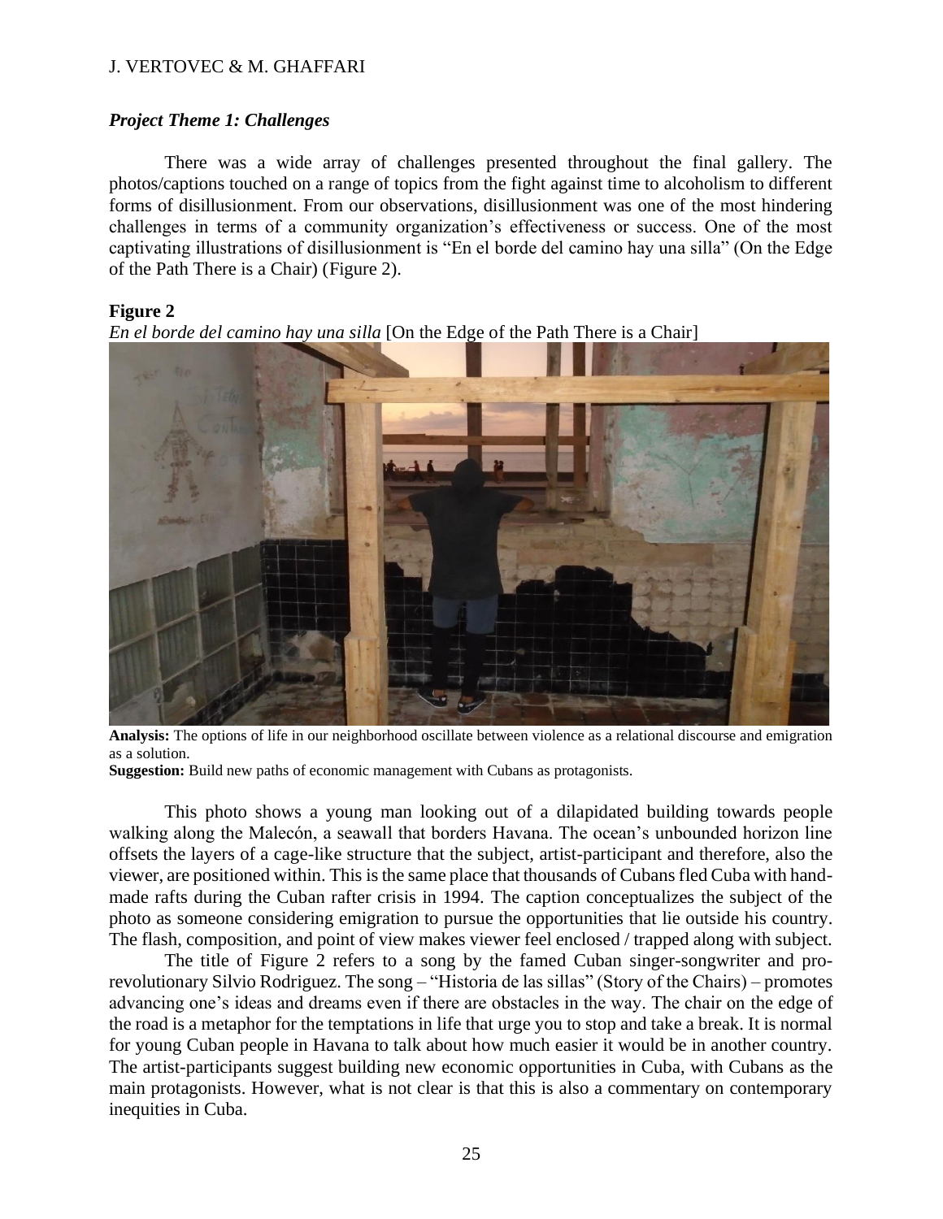### *Project Theme 1: Challenges*

There was a wide array of challenges presented throughout the final gallery. The photos/captions touched on a range of topics from the fight against time to alcoholism to different forms of disillusionment. From our observations, disillusionment was one of the most hindering challenges in terms of a community organization's effectiveness or success. One of the most captivating illustrations of disillusionment is "En el borde del camino hay una silla" (On the Edge of the Path There is a Chair) (Figure 2).

**Figure 2**

*En el borde del camino hay una silla* [On the Edge of the Path There is a Chair]

**Analysis:** The options of life in our neighborhood oscillate between violence as a relational discourse and emigration as a solution.

**Suggestion:** Build new paths of economic management with Cubans as protagonists.

This photo shows a young man looking out of a dilapidated building towards people walking along the Malecón, a seawall that borders Havana. The ocean's unbounded horizon line offsets the layers of a cage-like structure that the subject, artist-participant and therefore, also the viewer, are positioned within. This is the same place that thousands of Cubans fled Cuba with hand-made rafts during the Cuban rafter crisis in 1994. The caption conceptualizes the subject of the photo as someone considering emigration to pursue the opportunities that lie outside his country. The flash, composition, and point of view makes viewer feel enclosed / trapped along with subject.

The title of Figure 2 refers to a song by the famed Cuban singer-songwriter and pro-revolutionary Silvio Rodriguez. The song – "Historia de las sillas" (Story of the Chairs) – promotes advancing one's ideas and dreams even if there are obstacles in the way. The chair on the edge of the road is a metaphor for the temptations in life that urge you to stop and take a break. It is normal for young Cuban people in Havana to talk about how much easier it would be in another country. The artist-participants suggest building new economic opportunities in Cuba, with Cubans as the main protagonists. However, what is not clear is that this is also a commentary on contemporary inequities in Cuba.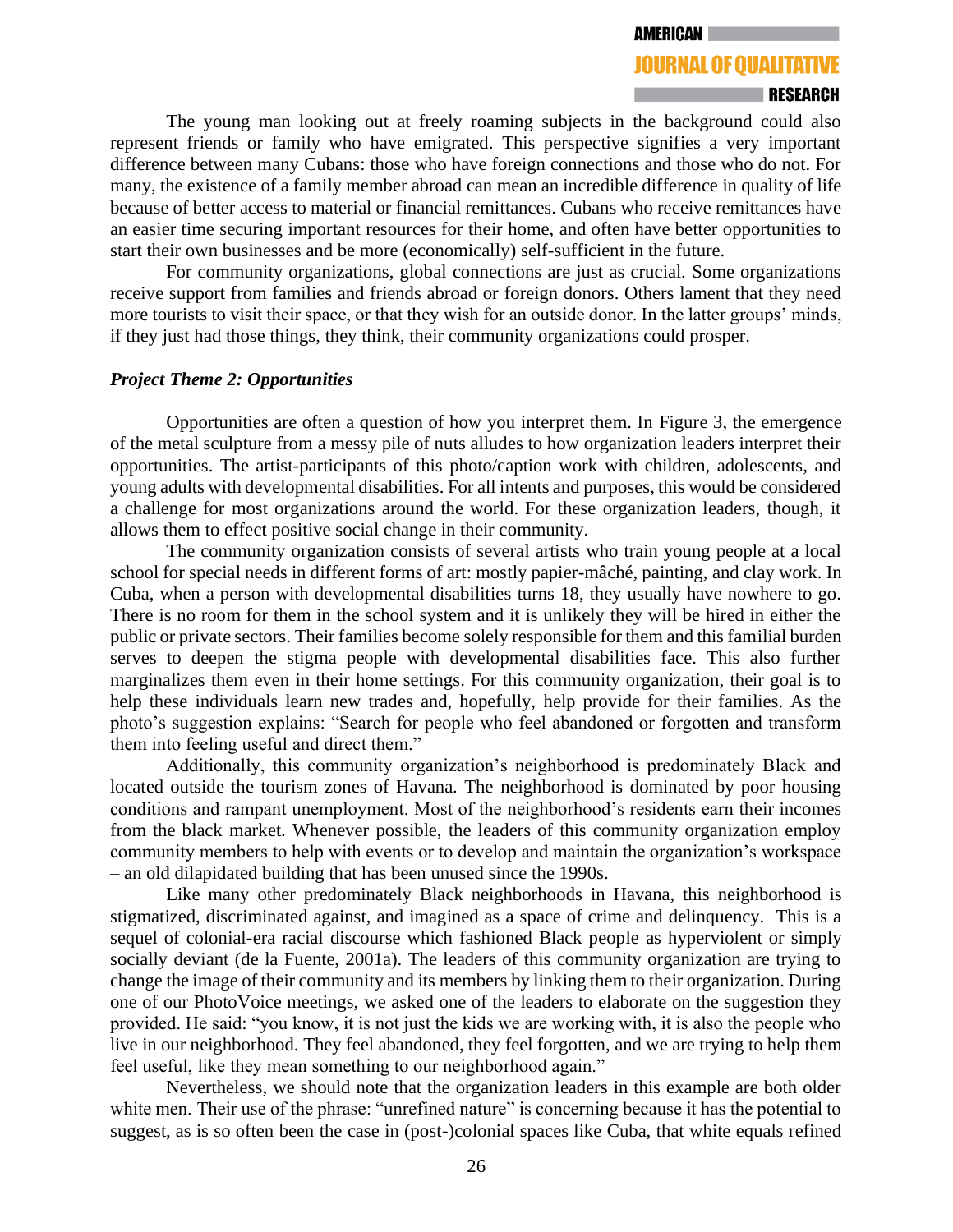The young man looking out at freely roaming subjects in the background could also represent friends or family who have emigrated. This perspective signifies a very important difference between many Cubans: those who have foreign connections and those who do not. For many, the existence of a family member abroad can mean an incredible difference in quality of life because of better access to material or financial remittances. Cubans who receive remittances have an easier time securing important resources for their home, and often have better opportunities to start their own businesses and be more (economically) self-sufficient in the future.

For community organizations, global connections are just as crucial. Some organizations receive support from families and friends abroad or foreign donors. Others lament that they need more tourists to visit their space, or that they wish for an outside donor. In the latter groups' minds, if they just had those things, they think, their community organizations could prosper.

### *Project Theme 2: Opportunities*

Opportunities are often a question of how you interpret them. In Figure 3, the emergence of the metal sculpture from a messy pile of nuts alludes to how organization leaders interpret their opportunities. The artist-participants of this photo/caption work with children, adolescents, and young adults with developmental disabilities. For all intents and purposes, this would be considered a challenge for most organizations around the world. For these organization leaders, though, it allows them to effect positive social change in their community.

The community organization consists of several artists who train young people at a local school for special needs in different forms of art: mostly papier-mâché, painting, and clay work. In Cuba, when a person with developmental disabilities turns 18, they usually have nowhere to go. There is no room for them in the school system and it is unlikely they will be hired in either the public or private sectors. Their families become solely responsible for them and this familial burden serves to deepen the stigma people with developmental disabilities face. This also further marginalizes them even in their home settings. For this community organization, their goal is to help these individuals learn new trades and, hopefully, help provide for their families. As the photo's suggestion explains: "Search for people who feel abandoned or forgotten and transform them into feeling useful and direct them."

Additionally, this community organization's neighborhood is predominately Black and located outside the tourism zones of Havana. The neighborhood is dominated by poor housing conditions and rampant unemployment. Most of the neighborhood's residents earn their incomes from the black market. Whenever possible, the leaders of this community organization employ community members to help with events or to develop and maintain the organization's workspace – an old dilapidated building that has been unused since the 1990s.

Like many other predominately Black neighborhoods in Havana, this neighborhood is stigmatized, discriminated against, and imagined as a space of crime and delinquency. This is a sequel of colonial-era racial discourse which fashioned Black people as hyperviolent or simply socially deviant (de la Fuente, 2001a). The leaders of this community organization are trying to change the image of their community and its members by linking them to their organization. During one of our PhotoVoice meetings, we asked one of the leaders to elaborate on the suggestion they provided. He said: "you know, it is not just the kids we are working with, it is also the people who live in our neighborhood. They feel abandoned, they feel forgotten, and we are trying to help them feel useful, like they mean something to our neighborhood again."

Nevertheless, we should note that the organization leaders in this example are both older white men. Their use of the phrase: "unrefined nature" is concerning because it has the potential to suggest, as is so often been the case in (post-)colonial spaces like Cuba, that white equals refined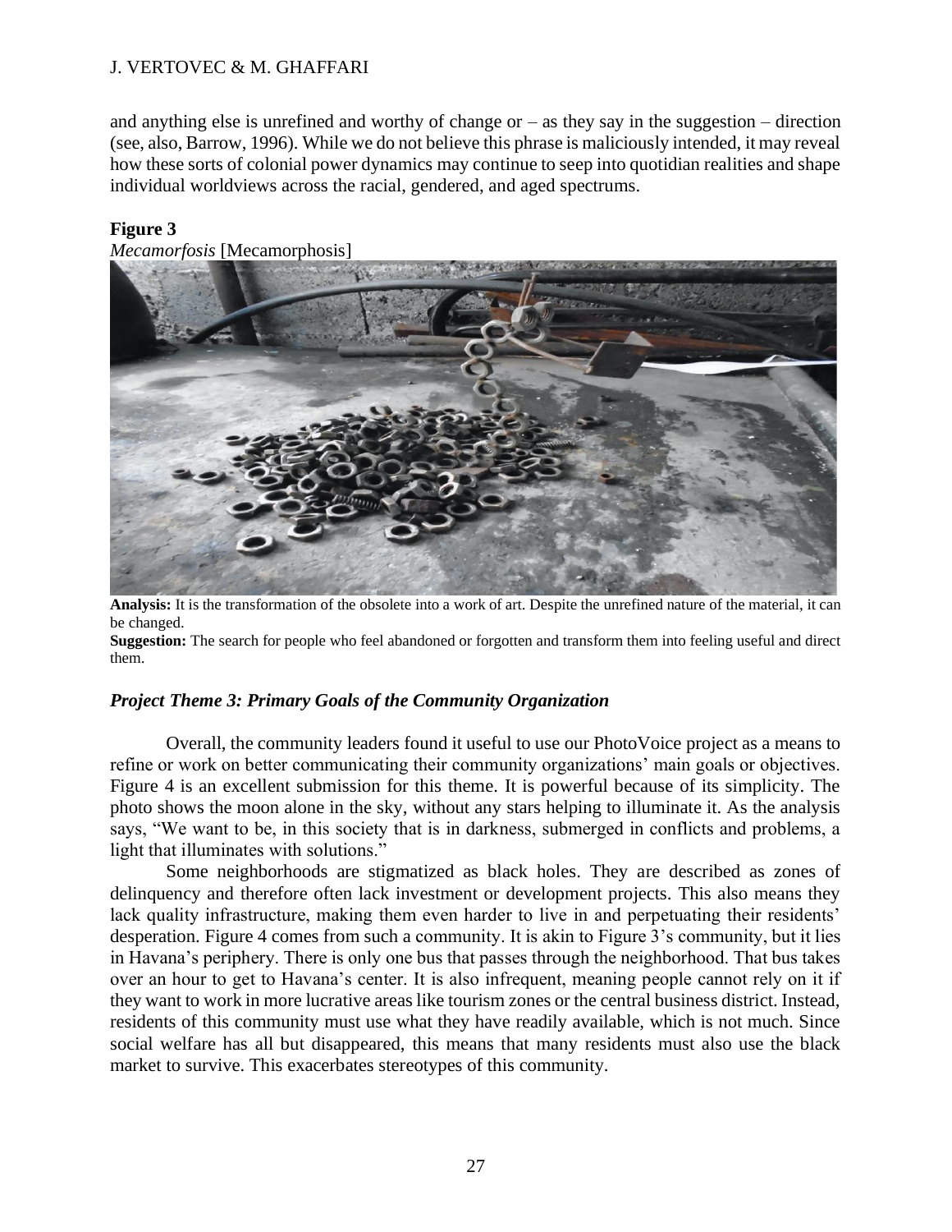and anything else is unrefined and worthy of change or – as they say in the suggestion – direction (see, also, Barrow, 1996). While we do not believe this phrase is maliciously intended, it may reveal how these sorts of colonial power dynamics may continue to seep into quotidian realities and shape individual worldviews across the racial, gendered, and aged spectrums.

**Figure 3**

*Mecamorfosis* [Mecamorphosis]

**Analysis:** It is the transformation of the obsolete into a work of art. Despite the unrefined nature of the material, it can be changed.

**Suggestion:** The search for people who feel abandoned or forgotten and transform them into feeling useful and direct them.

### *Project Theme 3: Primary Goals of the Community Organization*

Overall, the community leaders found it useful to use our PhotoVoice project as a means to refine or work on better communicating their community organizations' main goals or objectives. Figure 4 is an excellent submission for this theme. It is powerful because of its simplicity. The photo shows the moon alone in the sky, without any stars helping to illuminate it. As the analysis says, "We want to be, in this society that is in darkness, submerged in conflicts and problems, a light that illuminates with solutions."

Some neighborhoods are stigmatized as black holes. They are described as zones of delinquency and therefore often lack investment or development projects. This also means they lack quality infrastructure, making them even harder to live in and perpetuating their residents' desperation. Figure 4 comes from such a community. It is akin to Figure 3's community, but it lies in Havana's periphery. There is only one bus that passes through the neighborhood. That bus takes over an hour to get to Havana's center. It is also infrequent, meaning people cannot rely on it if they want to work in more lucrative areas like tourism zones or the central business district. Instead, residents of this community must use what they have readily available, which is not much. Since social welfare has all but disappeared, this means that many residents must also use the black market to survive. This exacerbates stereotypes of this community.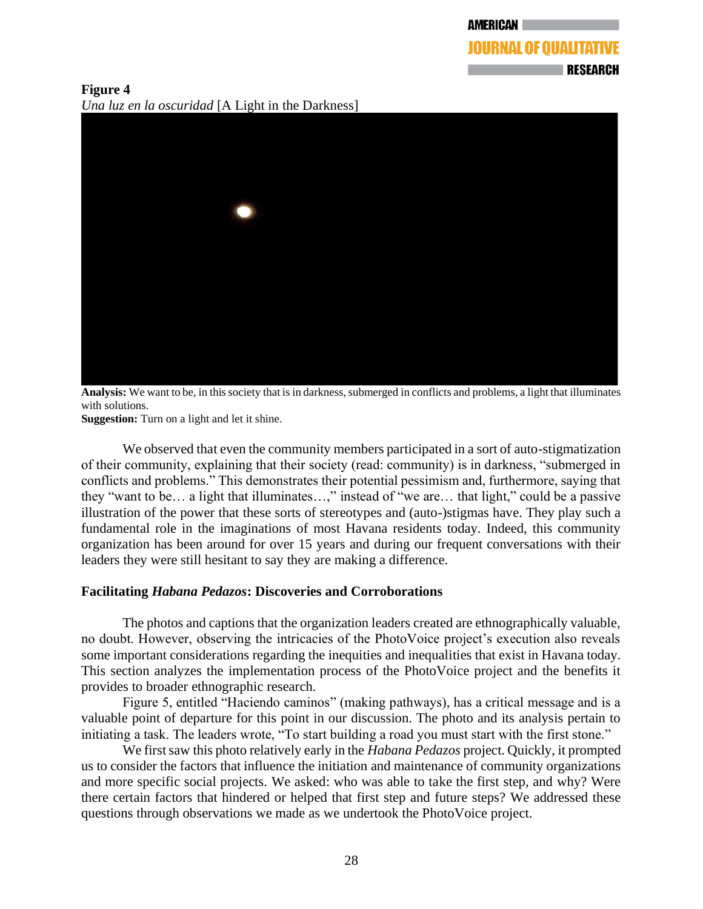**Figure 4**
*Una luz en la oscuridad* [A Light in the Darkness]

**Analysis:** We want to be, in this society that is in darkness, submerged in conflicts and problems, a light that illuminates with solutions.
**Suggestion:** Turn on a light and let it shine.

We observed that even the community members participated in a sort of auto-stigmatization of their community, explaining that their society (read: community) is in darkness, "submerged in conflicts and problems." This demonstrates their potential pessimism and, furthermore, saying that they "want to be… a light that illuminates…," instead of "we are… that light," could be a passive illustration of the power that these sorts of stereotypes and (auto-)stigmas have. They play such a fundamental role in the imaginations of most Havana residents today. Indeed, this community organization has been around for over 15 years and during our frequent conversations with their leaders they were still hesitant to say they are making a difference.

### Facilitating *Habana Pedazos*: Discoveries and Corroborations

The photos and captions that the organization leaders created are ethnographically valuable, no doubt. However, observing the intricacies of the PhotoVoice project's execution also reveals some important considerations regarding the inequities and inequalities that exist in Havana today. This section analyzes the implementation process of the PhotoVoice project and the benefits it provides to broader ethnographic research.

Figure 5, entitled "Haciendo caminos" (making pathways), has a critical message and is a valuable point of departure for this point in our discussion. The photo and its analysis pertain to initiating a task. The leaders wrote, "To start building a road you must start with the first stone."

We first saw this photo relatively early in the *Habana Pedazos* project. Quickly, it prompted us to consider the factors that influence the initiation and maintenance of community organizations and more specific social projects. We asked: who was able to take the first step, and why? Were there certain factors that hindered or helped that first step and future steps? We addressed these questions through observations we made as we undertook the PhotoVoice project.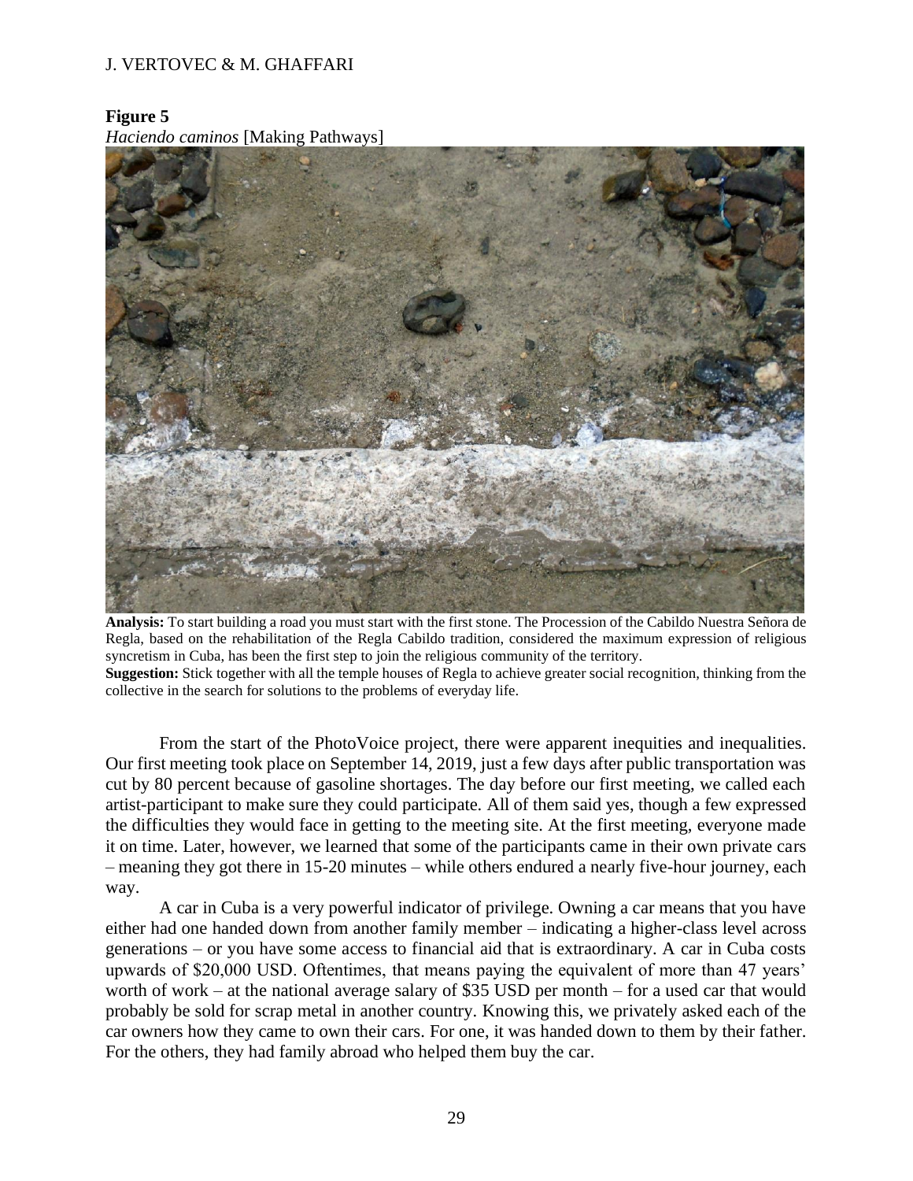**Figure 5**
*Haciendo caminos* [Making Pathways]

**Analysis:** To start building a road you must start with the first stone. The Procession of the Cabildo Nuestra Señora de Regla, based on the rehabilitation of the Regla Cabildo tradition, considered the maximum expression of religious syncretism in Cuba, has been the first step to join the religious community of the territory.
**Suggestion:** Stick together with all the temple houses of Regla to achieve greater social recognition, thinking from the collective in the search for solutions to the problems of everyday life.

From the start of the PhotoVoice project, there were apparent inequities and inequalities. Our first meeting took place on September 14, 2019, just a few days after public transportation was cut by 80 percent because of gasoline shortages. The day before our first meeting, we called each artist-participant to make sure they could participate. All of them said yes, though a few expressed the difficulties they would face in getting to the meeting site. At the first meeting, everyone made it on time. Later, however, we learned that some of the participants came in their own private cars – meaning they got there in 15-20 minutes – while others endured a nearly five-hour journey, each way.

A car in Cuba is a very powerful indicator of privilege. Owning a car means that you have either had one handed down from another family member – indicating a higher-class level across generations – or you have some access to financial aid that is extraordinary. A car in Cuba costs upwards of $20,000 USD. Oftentimes, that means paying the equivalent of more than 47 years' worth of work – at the national average salary of $35 USD per month – for a used car that would probably be sold for scrap metal in another country. Knowing this, we privately asked each of the car owners how they came to own their cars. For one, it was handed down to them by their father. For the others, they had family abroad who helped them buy the car.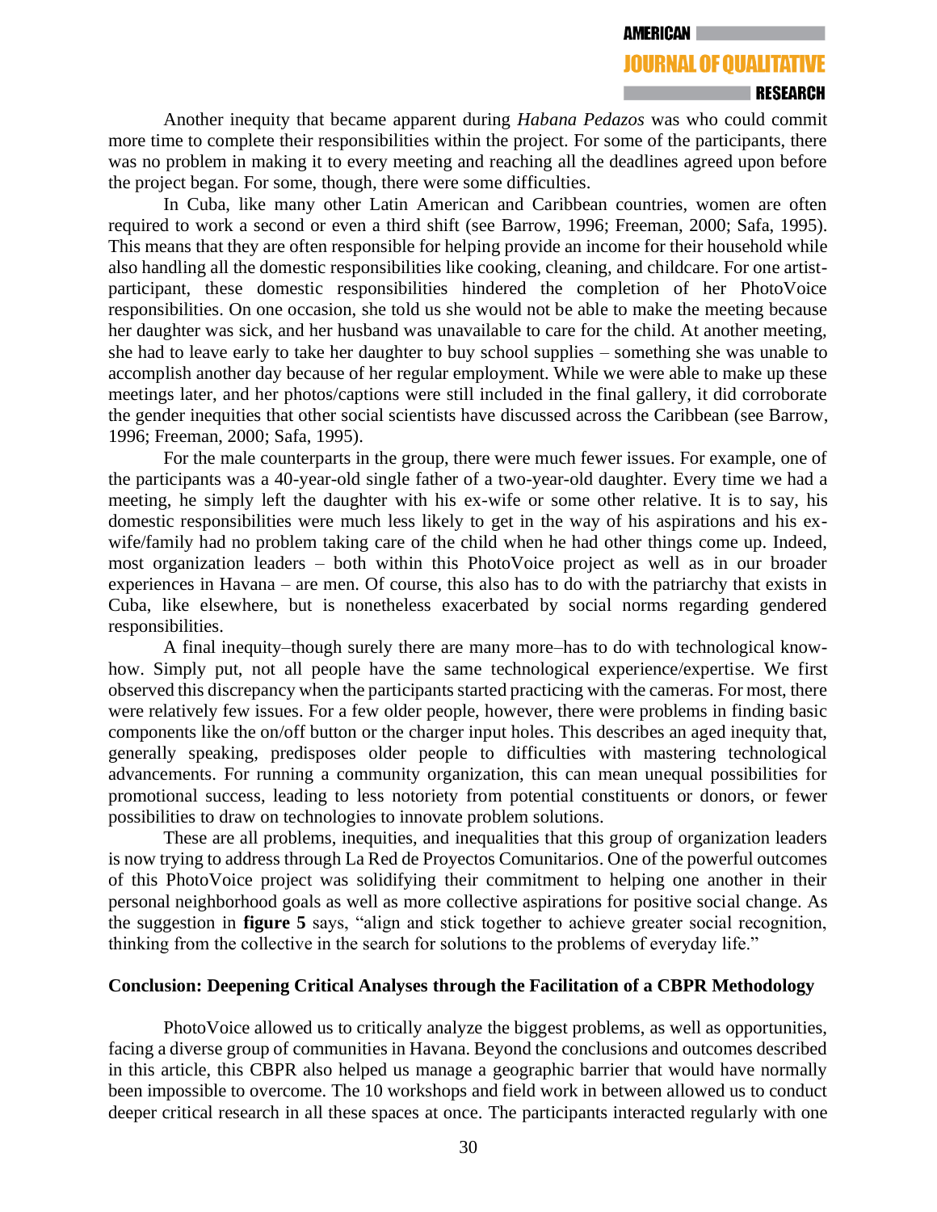Another inequity that became apparent during *Habana Pedazos* was who could commit more time to complete their responsibilities within the project. For some of the participants, there was no problem in making it to every meeting and reaching all the deadlines agreed upon before the project began. For some, though, there were some difficulties.

In Cuba, like many other Latin American and Caribbean countries, women are often required to work a second or even a third shift (see Barrow, 1996; Freeman, 2000; Safa, 1995). This means that they are often responsible for helping provide an income for their household while also handling all the domestic responsibilities like cooking, cleaning, and childcare. For one artist-participant, these domestic responsibilities hindered the completion of her PhotoVoice responsibilities. On one occasion, she told us she would not be able to make the meeting because her daughter was sick, and her husband was unavailable to care for the child. At another meeting, she had to leave early to take her daughter to buy school supplies – something she was unable to accomplish another day because of her regular employment. While we were able to make up these meetings later, and her photos/captions were still included in the final gallery, it did corroborate the gender inequities that other social scientists have discussed across the Caribbean (see Barrow, 1996; Freeman, 2000; Safa, 1995).

For the male counterparts in the group, there were much fewer issues. For example, one of the participants was a 40-year-old single father of a two-year-old daughter. Every time we had a meeting, he simply left the daughter with his ex-wife or some other relative. It is to say, his domestic responsibilities were much less likely to get in the way of his aspirations and his ex-wife/family had no problem taking care of the child when he had other things come up. Indeed, most organization leaders – both within this PhotoVoice project as well as in our broader experiences in Havana – are men. Of course, this also has to do with the patriarchy that exists in Cuba, like elsewhere, but is nonetheless exacerbated by social norms regarding gendered responsibilities.

A final inequity–though surely there are many more–has to do with technological know-how. Simply put, not all people have the same technological experience/expertise. We first observed this discrepancy when the participants started practicing with the cameras. For most, there were relatively few issues. For a few older people, however, there were problems in finding basic components like the on/off button or the charger input holes. This describes an aged inequity that, generally speaking, predisposes older people to difficulties with mastering technological advancements. For running a community organization, this can mean unequal possibilities for promotional success, leading to less notoriety from potential constituents or donors, or fewer possibilities to draw on technologies to innovate problem solutions.

These are all problems, inequities, and inequalities that this group of organization leaders is now trying to address through La Red de Proyectos Comunitarios. One of the powerful outcomes of this PhotoVoice project was solidifying their commitment to helping one another in their personal neighborhood goals as well as more collective aspirations for positive social change. As the suggestion in **figure 5** says, "align and stick together to achieve greater social recognition, thinking from the collective in the search for solutions to the problems of everyday life."

## Conclusion: Deepening Critical Analyses through the Facilitation of a CBPR Methodology

PhotoVoice allowed us to critically analyze the biggest problems, as well as opportunities, facing a diverse group of communities in Havana. Beyond the conclusions and outcomes described in this article, this CBPR also helped us manage a geographic barrier that would have normally been impossible to overcome. The 10 workshops and field work in between allowed us to conduct deeper critical research in all these spaces at once. The participants interacted regularly with one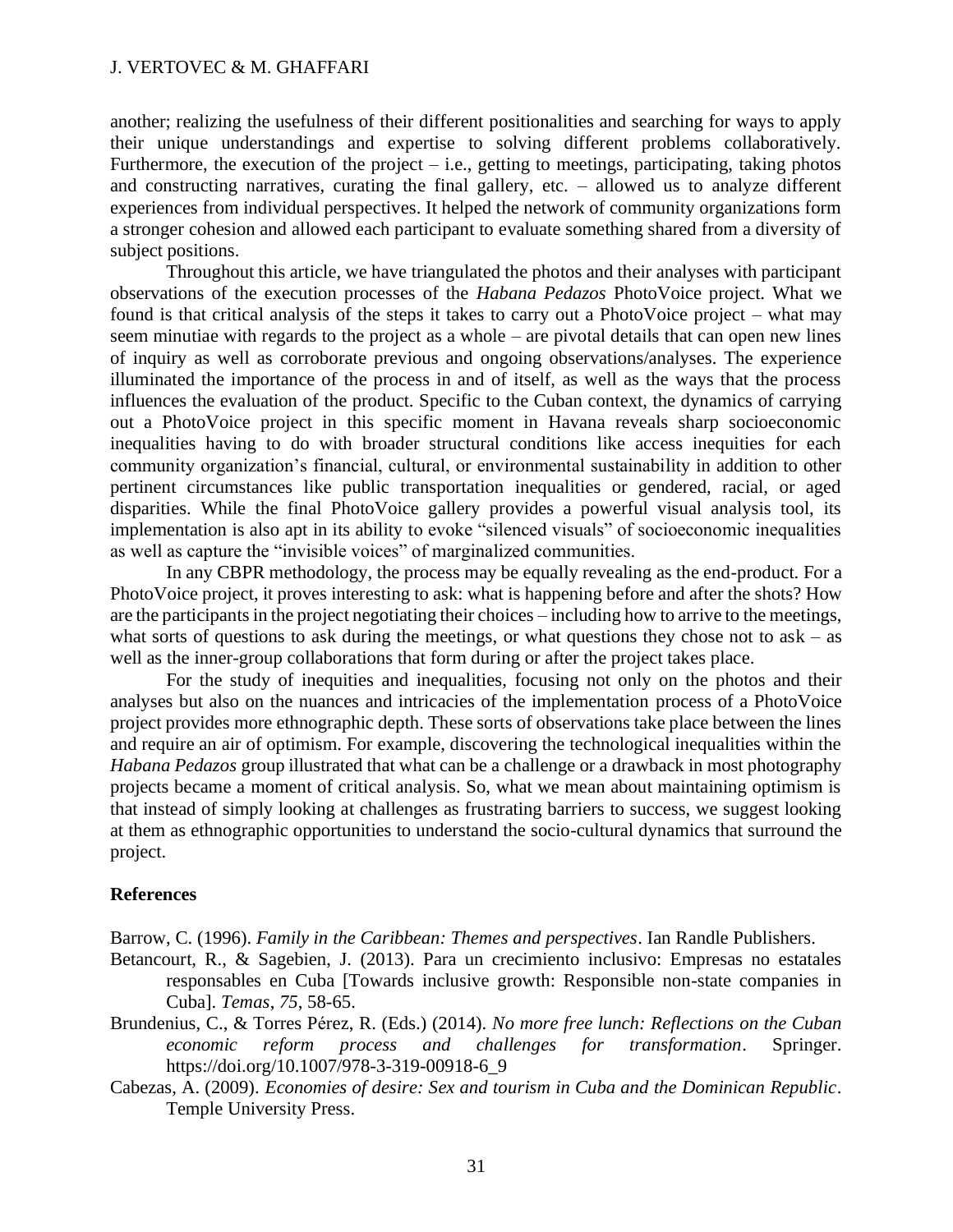another; realizing the usefulness of their different positionalities and searching for ways to apply their unique understandings and expertise to solving different problems collaboratively. Furthermore, the execution of the project – i.e., getting to meetings, participating, taking photos and constructing narratives, curating the final gallery, etc. – allowed us to analyze different experiences from individual perspectives. It helped the network of community organizations form a stronger cohesion and allowed each participant to evaluate something shared from a diversity of subject positions.

Throughout this article, we have triangulated the photos and their analyses with participant observations of the execution processes of the *Habana Pedazos* PhotoVoice project. What we found is that critical analysis of the steps it takes to carry out a PhotoVoice project – what may seem minutiae with regards to the project as a whole – are pivotal details that can open new lines of inquiry as well as corroborate previous and ongoing observations/analyses. The experience illuminated the importance of the process in and of itself, as well as the ways that the process influences the evaluation of the product. Specific to the Cuban context, the dynamics of carrying out a PhotoVoice project in this specific moment in Havana reveals sharp socioeconomic inequalities having to do with broader structural conditions like access inequities for each community organization's financial, cultural, or environmental sustainability in addition to other pertinent circumstances like public transportation inequalities or gendered, racial, or aged disparities. While the final PhotoVoice gallery provides a powerful visual analysis tool, its implementation is also apt in its ability to evoke "silenced visuals" of socioeconomic inequalities as well as capture the "invisible voices" of marginalized communities.

In any CBPR methodology, the process may be equally revealing as the end-product. For a PhotoVoice project, it proves interesting to ask: what is happening before and after the shots? How are the participants in the project negotiating their choices – including how to arrive to the meetings, what sorts of questions to ask during the meetings, or what questions they chose not to ask – as well as the inner-group collaborations that form during or after the project takes place.

For the study of inequities and inequalities, focusing not only on the photos and their analyses but also on the nuances and intricacies of the implementation process of a PhotoVoice project provides more ethnographic depth. These sorts of observations take place between the lines and require an air of optimism. For example, discovering the technological inequalities within the *Habana Pedazos* group illustrated that what can be a challenge or a drawback in most photography projects became a moment of critical analysis. So, what we mean about maintaining optimism is that instead of simply looking at challenges as frustrating barriers to success, we suggest looking at them as ethnographic opportunities to understand the socio-cultural dynamics that surround the project.

## References

Barrow, C. (1996). *Family in the Caribbean: Themes and perspectives*. Ian Randle Publishers.

Betancourt, R., & Sagebien, J. (2013). Para un crecimiento inclusivo: Empresas no estatales responsables en Cuba [Towards inclusive growth: Responsible non-state companies in Cuba]. *Temas*, *75*, 58-65.

Brundenius, C., & Torres Pérez, R. (Eds.) (2014). *No more free lunch: Reflections on the Cuban economic reform process and challenges for transformation*. Springer. https://doi.org/10.1007/978-3-319-00918-6_9

Cabezas, A. (2009). *Economies of desire: Sex and tourism in Cuba and the Dominican Republic*. Temple University Press.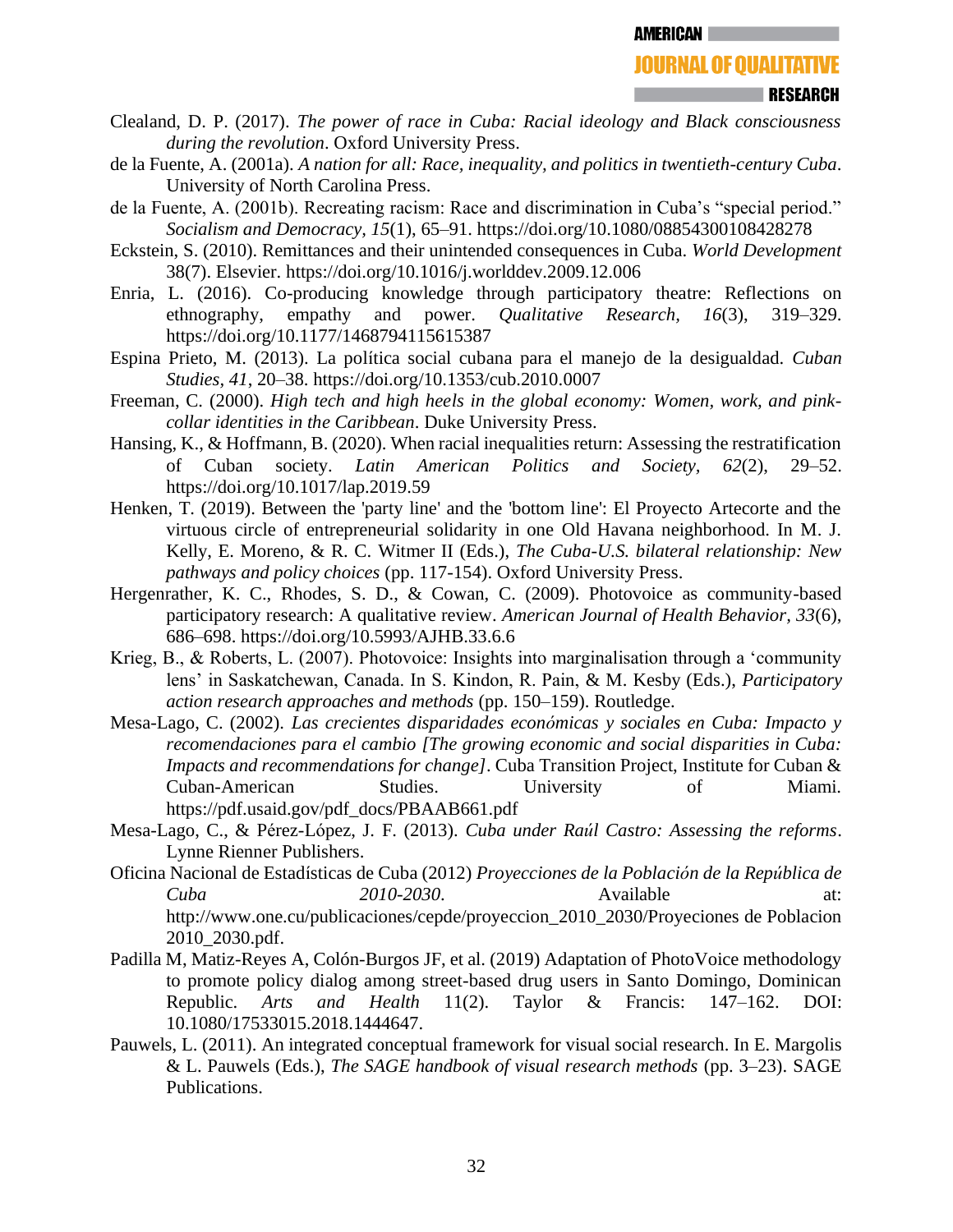Clealand, D. P. (2017). *The power of race in Cuba: Racial ideology and Black consciousness during the revolution*. Oxford University Press.

de la Fuente, A. (2001a). *A nation for all: Race, inequality, and politics in twentieth-century Cuba*. University of North Carolina Press.

de la Fuente, A. (2001b). Recreating racism: Race and discrimination in Cuba's "special period." *Socialism and Democracy*, *15*(1), 65–91. https://doi.org/10.1080/08854300108428278

Eckstein, S. (2010). Remittances and their unintended consequences in Cuba. *World Development* 38(7). Elsevier. https://doi.org/10.1016/j.worlddev.2009.12.006

Enria, L. (2016). Co-producing knowledge through participatory theatre: Reflections on ethnography, empathy and power. *Qualitative Research*, *16*(3), 319–329. https://doi.org/10.1177/1468794115615387

Espina Prieto, M. (2013). La política social cubana para el manejo de la desigualdad. *Cuban Studies*, *41*, 20–38. https://doi.org/10.1353/cub.2010.0007

Freeman, C. (2000). *High tech and high heels in the global economy: Women, work, and pink-collar identities in the Caribbean*. Duke University Press.

Hansing, K., & Hoffmann, B. (2020). When racial inequalities return: Assessing the restratification of Cuban society. *Latin American Politics and Society, 62*(2), 29–52. https://doi.org/10.1017/lap.2019.59

Henken, T. (2019). Between the 'party line' and the 'bottom line': El Proyecto Artecorte and the virtuous circle of entrepreneurial solidarity in one Old Havana neighborhood. In M. J. Kelly, E. Moreno, & R. C. Witmer II (Eds.), *The Cuba-U.S. bilateral relationship: New pathways and policy choices* (pp. 117-154). Oxford University Press.

Hergenrather, K. C., Rhodes, S. D., & Cowan, C. (2009). Photovoice as community-based participatory research: A qualitative review. *American Journal of Health Behavior, 33*(6), 686–698. https://doi.org/10.5993/AJHB.33.6.6

Krieg, B., & Roberts, L. (2007). Photovoice: Insights into marginalisation through a 'community lens' in Saskatchewan, Canada. In S. Kindon, R. Pain, & M. Kesby (Eds.), *Participatory action research approaches and methods* (pp. 150–159). Routledge.

Mesa-Lago, C. (2002). *Las crecientes disparidades económicas y sociales en Cuba: Impacto y recomendaciones para el cambio [The growing economic and social disparities in Cuba: Impacts and recommendations for change]*. Cuba Transition Project, Institute for Cuban & Cuban-American Studies. University of Miami. https://pdf.usaid.gov/pdf_docs/PBAAB661.pdf

Mesa-Lago, C., & Pérez-López, J. F. (2013). *Cuba under Raúl Castro: Assessing the reforms*. Lynne Rienner Publishers.

Oficina Nacional de Estadísticas de Cuba (2012) *Proyecciones de la Población de la República de Cuba 2010-2030*. Available at: http://www.one.cu/publicaciones/cepde/proyeccion_2010_2030/Proyeciones de Poblacion 2010_2030.pdf.

Padilla M, Matiz-Reyes A, Colón-Burgos JF, et al. (2019) Adaptation of PhotoVoice methodology to promote policy dialog among street-based drug users in Santo Domingo, Dominican Republic. *Arts and Health* 11(2). Taylor & Francis: 147–162. DOI: 10.1080/17533015.2018.1444647.

Pauwels, L. (2011). An integrated conceptual framework for visual social research. In E. Margolis & L. Pauwels (Eds.), *The SAGE handbook of visual research methods* (pp. 3–23). SAGE Publications.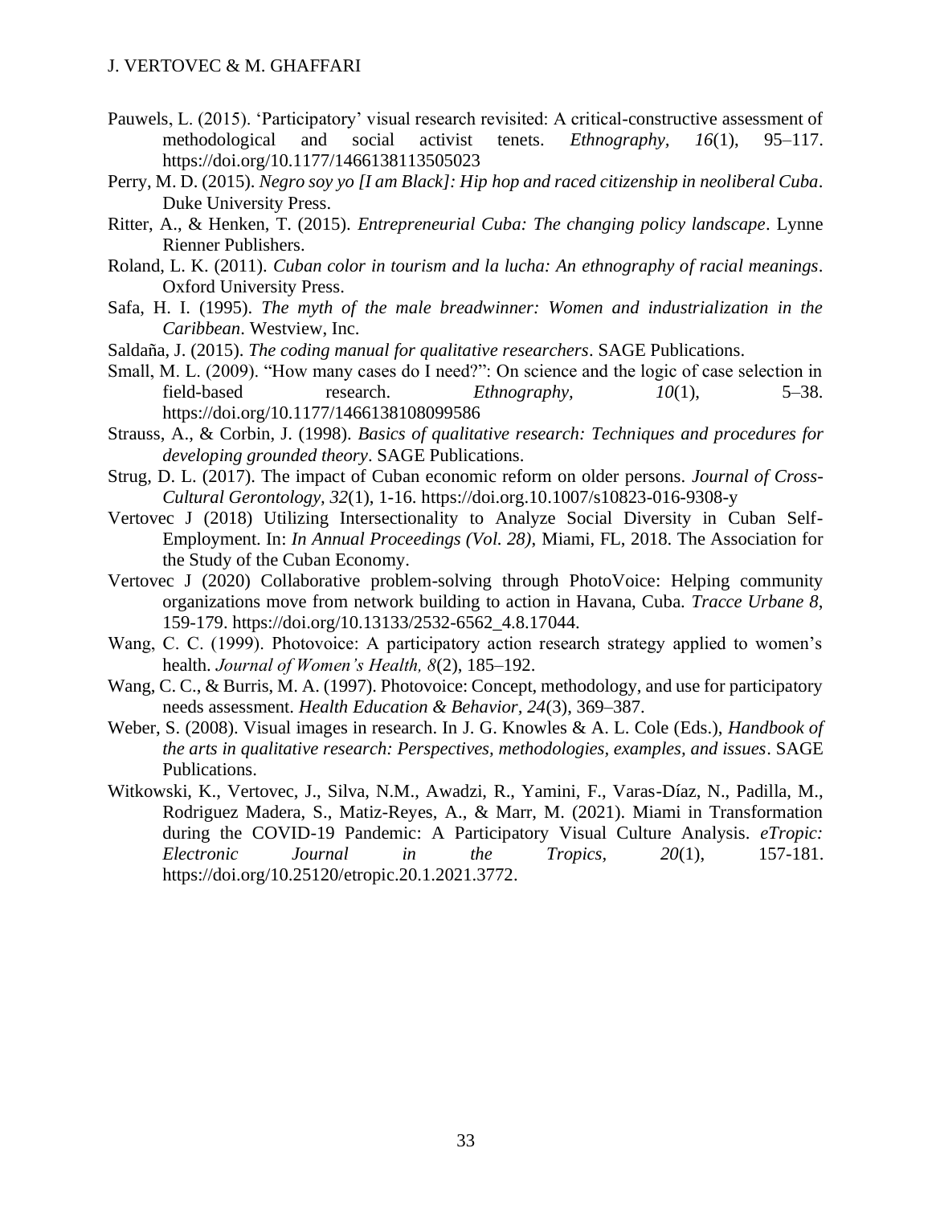Pauwels, L. (2015). ‘Participatory’ visual research revisited: A critical-constructive assessment of methodological and social activist tenets. *Ethnography, 16*(1), 95–117. https://doi.org/10.1177/1466138113505023

Perry, M. D. (2015). *Negro soy yo [I am Black]: Hip hop and raced citizenship in neoliberal Cuba*. Duke University Press.

Ritter, A., & Henken, T. (2015). *Entrepreneurial Cuba: The changing policy landscape*. Lynne Rienner Publishers.

Roland, L. K. (2011). *Cuban color in tourism and la lucha: An ethnography of racial meanings*. Oxford University Press.

Safa, H. I. (1995). *The myth of the male breadwinner: Women and industrialization in the Caribbean*. Westview, Inc.

Saldaña, J. (2015). *The coding manual for qualitative researchers*. SAGE Publications.

Small, M. L. (2009). “How many cases do I need?”: On science and the logic of case selection in field-based research. *Ethnography, 10*(1), 5–38. https://doi.org/10.1177/1466138108099586

Strauss, A., & Corbin, J. (1998). *Basics of qualitative research: Techniques and procedures for developing grounded theory*. SAGE Publications.

Strug, D. L. (2017). The impact of Cuban economic reform on older persons. *Journal of Cross-Cultural Gerontology, 32*(1), 1-16. https://doi.org.10.1007/s10823-016-9308-y

Vertovec J (2018) Utilizing Intersectionality to Analyze Social Diversity in Cuban Self-Employment. In: *In Annual Proceedings (Vol. 28)*, Miami, FL, 2018. The Association for the Study of the Cuban Economy.

Vertovec J (2020) Collaborative problem-solving through PhotoVoice: Helping community organizations move from network building to action in Havana, Cuba. *Tracce Urbane 8*, 159-179. https://doi.org/10.13133/2532-6562_4.8.17044.

Wang, C. C. (1999). Photovoice: A participatory action research strategy applied to women’s health. *Journal of Women’s Health, 8*(2), 185–192.

Wang, C. C., & Burris, M. A. (1997). Photovoice: Concept, methodology, and use for participatory needs assessment. *Health Education & Behavior, 24*(3), 369–387.

Weber, S. (2008). Visual images in research. In J. G. Knowles & A. L. Cole (Eds.), *Handbook of the arts in qualitative research: Perspectives, methodologies, examples, and issues*. SAGE Publications.

Witkowski, K., Vertovec, J., Silva, N.M., Awadzi, R., Yamini, F., Varas-Díaz, N., Padilla, M., Rodriguez Madera, S., Matiz-Reyes, A., & Marr, M. (2021). Miami in Transformation during the COVID-19 Pandemic: A Participatory Visual Culture Analysis. *eTropic: Electronic Journal in the Tropics*, *20*(1), 157-181. https://doi.org/10.25120/etropic.20.1.2021.3772.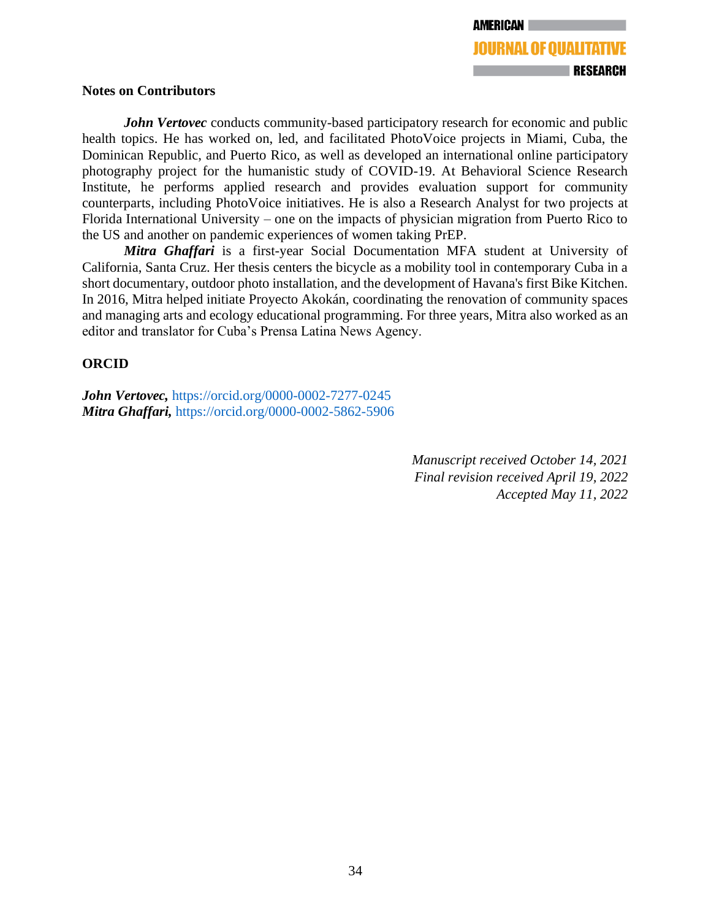**Notes on Contributors**

***John Vertovec*** conducts community-based participatory research for economic and public health topics. He has worked on, led, and facilitated PhotoVoice projects in Miami, Cuba, the Dominican Republic, and Puerto Rico, as well as developed an international online participatory photography project for the humanistic study of COVID-19. At Behavioral Science Research Institute, he performs applied research and provides evaluation support for community counterparts, including PhotoVoice initiatives. He is also a Research Analyst for two projects at Florida International University – one on the impacts of physician migration from Puerto Rico to the US and another on pandemic experiences of women taking PrEP.

***Mitra Ghaffari*** is a first-year Social Documentation MFA student at University of California, Santa Cruz. Her thesis centers the bicycle as a mobility tool in contemporary Cuba in a short documentary, outdoor photo installation, and the development of Havana's first Bike Kitchen. In 2016, Mitra helped initiate Proyecto Akokán, coordinating the renovation of community spaces and managing arts and ecology educational programming. For three years, Mitra also worked as an editor and translator for Cuba's Prensa Latina News Agency.

**ORCID**

***John Vertovec,*** https://orcid.org/0000-0002-7277-0245
***Mitra Ghaffari,*** https://orcid.org/0000-0002-5862-5906

*Manuscript received October 14, 2021*
*Final revision received April 19, 2022*
*Accepted May 11, 2022*